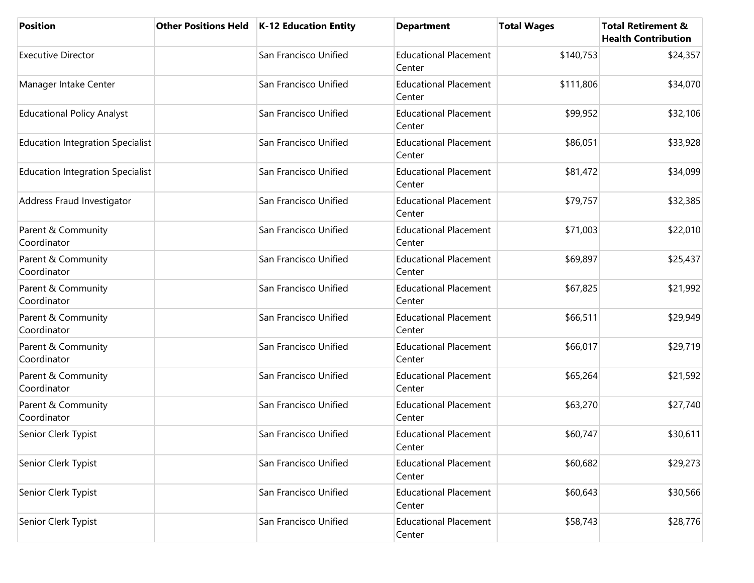| Position | Other Positions Held | K-12 Education Entity | Department | Total Wages | Total Retirement & Health Contribution |
|---|---|---|---|---|---|
| Executive Director | | San Francisco Unified | Educational Placement Center | $140,753 | $24,357 |
| Manager Intake Center | | San Francisco Unified | Educational Placement Center | $111,806 | $34,070 |
| Educational Policy Analyst | | San Francisco Unified | Educational Placement Center | $99,952 | $32,106 |
| Education Integration Specialist | | San Francisco Unified | Educational Placement Center | $86,051 | $33,928 |
| Education Integration Specialist | | San Francisco Unified | Educational Placement Center | $81,472 | $34,099 |
| Address Fraud Investigator | | San Francisco Unified | Educational Placement Center | $79,757 | $32,385 |
| Parent & Community Coordinator | | San Francisco Unified | Educational Placement Center | $71,003 | $22,010 |
| Parent & Community Coordinator | | San Francisco Unified | Educational Placement Center | $69,897 | $25,437 |
| Parent & Community Coordinator | | San Francisco Unified | Educational Placement Center | $67,825 | $21,992 |
| Parent & Community Coordinator | | San Francisco Unified | Educational Placement Center | $66,511 | $29,949 |
| Parent & Community Coordinator | | San Francisco Unified | Educational Placement Center | $66,017 | $29,719 |
| Parent & Community Coordinator | | San Francisco Unified | Educational Placement Center | $65,264 | $21,592 |
| Parent & Community Coordinator | | San Francisco Unified | Educational Placement Center | $63,270 | $27,740 |
| Senior Clerk Typist | | San Francisco Unified | Educational Placement Center | $60,747 | $30,611 |
| Senior Clerk Typist | | San Francisco Unified | Educational Placement Center | $60,682 | $29,273 |
| Senior Clerk Typist | | San Francisco Unified | Educational Placement Center | $60,643 | $30,566 |
| Senior Clerk Typist | | San Francisco Unified | Educational Placement Center | $58,743 | $28,776 |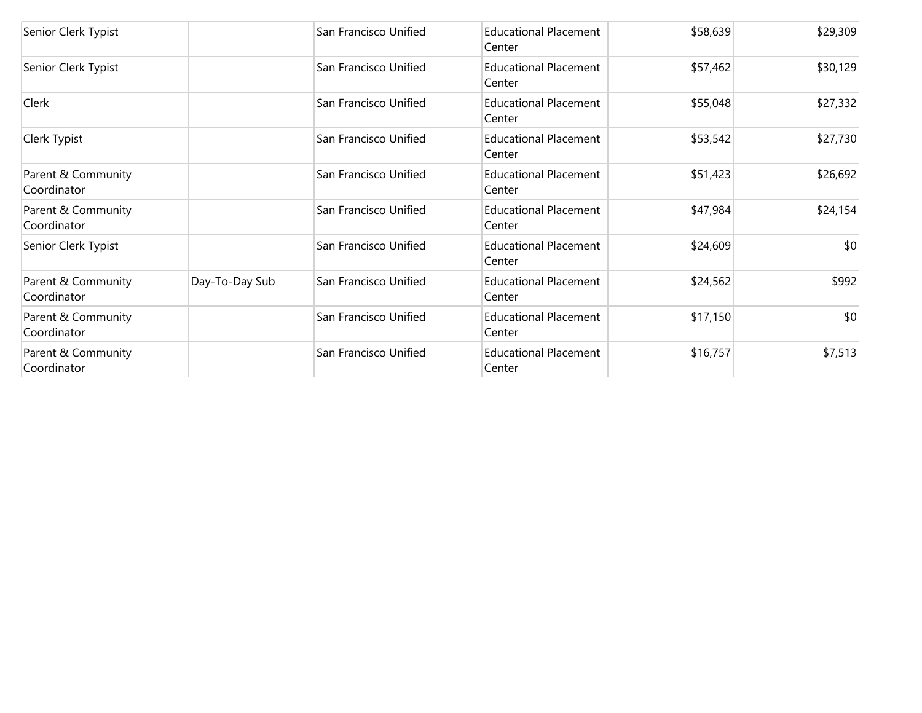| | | | | | |
|---|---|---|---|---|---|
| Senior Clerk Typist | | San Francisco Unified | Educational Placement Center | $58,639 | $29,309 |
| Senior Clerk Typist | | San Francisco Unified | Educational Placement Center | $57,462 | $30,129 |
| Clerk | | San Francisco Unified | Educational Placement Center | $55,048 | $27,332 |
| Clerk Typist | | San Francisco Unified | Educational Placement Center | $53,542 | $27,730 |
| Parent & Community Coordinator | | San Francisco Unified | Educational Placement Center | $51,423 | $26,692 |
| Parent & Community Coordinator | | San Francisco Unified | Educational Placement Center | $47,984 | $24,154 |
| Senior Clerk Typist | | San Francisco Unified | Educational Placement Center | $24,609 | $0 |
| Parent & Community Coordinator | Day-To-Day Sub | San Francisco Unified | Educational Placement Center | $24,562 | $992 |
| Parent & Community Coordinator | | San Francisco Unified | Educational Placement Center | $17,150 | $0 |
| Parent & Community Coordinator | | San Francisco Unified | Educational Placement Center | $16,757 | $7,513 |